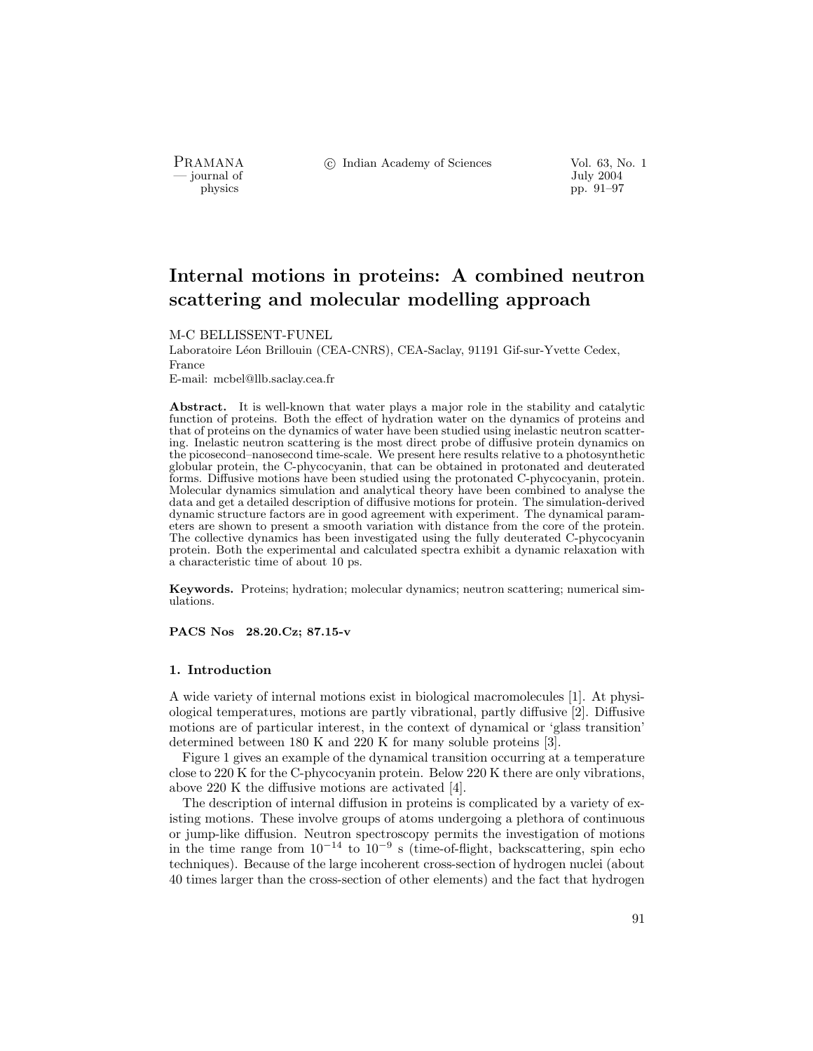# Internal motions in proteins: A combined neutron scattering and molecular modelling approach

M-C BELLISSENT-FUNEL

Laboratoire Léon Brillouin (CEA-CNRS), CEA-Saclay, 91191 Gif-sur-Yvette Cedex, France

E-mail: mcbel@llb.saclay.cea.fr

**Abstract.** It is well-known that water plays a major role in the stability and catalytic function of proteins. Both the effect of hydration water on the dynamics of proteins and that of proteins on the dynamics of water have been studied using inelastic neutron scattering. Inelastic neutron scattering is the most direct probe of diffusive protein dynamics on the picosecond–nanosecond time-scale. We present here results relative to a photosynthetic globular protein, the C-phycocyanin, that can be obtained in protonated and deuterated forms. Diffusive motions have been studied using the protonated C-phycocyanin, protein. Molecular dynamics simulation and analytical theory have been combined to analyse the data and get a detailed description of diffusive motions for protein. The simulation-derived dynamic structure factors are in good agreement with experiment. The dynamical parameters are shown to present a smooth variation with distance from the core of the protein. The collective dynamics has been investigated using the fully deuterated C-phycocyanin protein. Both the experimental and calculated spectra exhibit a dynamic relaxation with a characteristic time of about 10 ps.

**Keywords.** Proteins; hydration; molecular dynamics; neutron scattering; numerical simulations.

**PACS Nos** 28.20.Cz; 87.15-v

## 1. Introduction

A wide variety of internal motions exist in biological macromolecules [1]. At physiological temperatures, motions are partly vibrational, partly diffusive [2]. Diffusive motions are of particular interest, in the context of dynamical or 'glass transition' determined between 180 K and 220 K for many soluble proteins [3].

Figure 1 gives an example of the dynamical transition occurring at a temperature close to 220 K for the C-phycocyanin protein. Below 220 K there are only vibrations, above 220 K the diffusive motions are activated [4].

The description of internal diffusion in proteins is complicated by a variety of existing motions. These involve groups of atoms undergoing a plethora of continuous or jump-like diffusion. Neutron spectroscopy permits the investigation of motions in the time range from $10^{-14}$ to $10^{-9}$ s (time-of-flight, backscattering, spin echo techniques). Because of the large incoherent cross-section of hydrogen nuclei (about 40 times larger than the cross-section of other elements) and the fact that hydrogen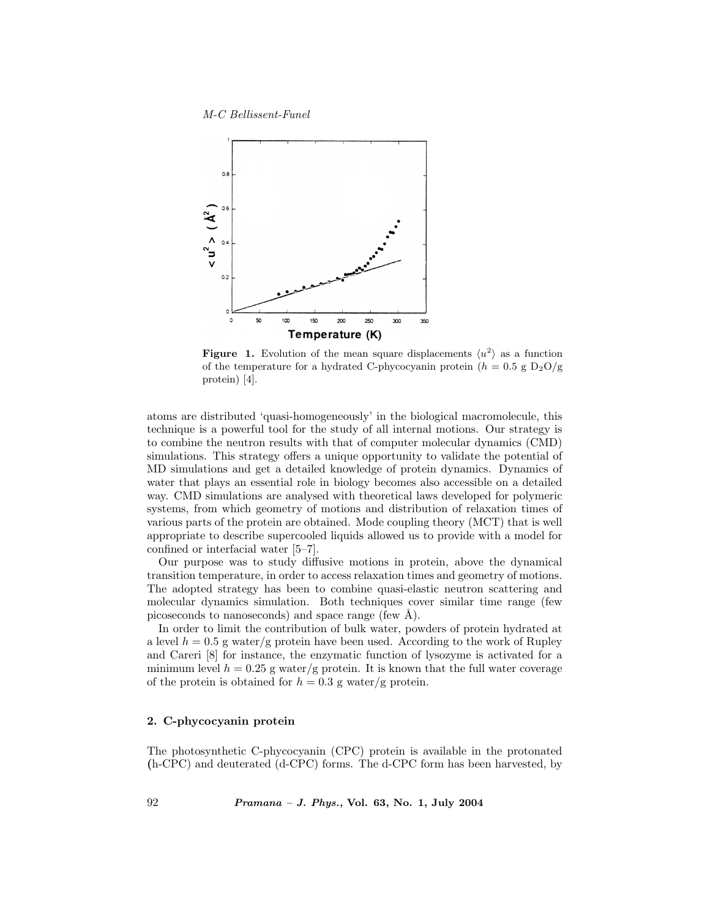**Figure 1.** Evolution of the mean square displacements $\langle u^2 \rangle$ as a function of the temperature for a hydrated C-phycocyanin protein ($h = 0.5$ g $D_2O$/g protein) [4].

atoms are distributed 'quasi-homogeneously' in the biological macromolecule, this technique is a powerful tool for the study of all internal motions. Our strategy is to combine the neutron results with that of computer molecular dynamics (CMD) simulations. This strategy offers a unique opportunity to validate the potential of MD simulations and get a detailed knowledge of protein dynamics. Dynamics of water that plays an essential role in biology becomes also accessible on a detailed way. CMD simulations are analysed with theoretical laws developed for polymeric systems, from which geometry of motions and distribution of relaxation times of various parts of the protein are obtained. Mode coupling theory (MCT) that is well appropriate to describe supercooled liquids allowed us to provide with a model for confined or interfacial water [5–7].

Our purpose was to study diffusive motions in protein, above the dynamical transition temperature, in order to access relaxation times and geometry of motions. The adopted strategy has been to combine quasi-elastic neutron scattering and molecular dynamics simulation. Both techniques cover similar time range (few picoseconds to nanoseconds) and space range (few Å).

In order to limit the contribution of bulk water, powders of protein hydrated at a level $h = 0.5$ g water/g protein have been used. According to the work of Rupley and Careri [8] for instance, the enzymatic function of lysozyme is activated for a minimum level $h = 0.25$ g water/g protein. It is known that the full water coverage of the protein is obtained for $h = 0.3$ g water/g protein.

## 2. C-phycocyanin protein

The photosynthetic C-phycocyanin (CPC) protein is available in the protonated (h-CPC) and deuterated (d-CPC) forms. The d-CPC form has been harvested, by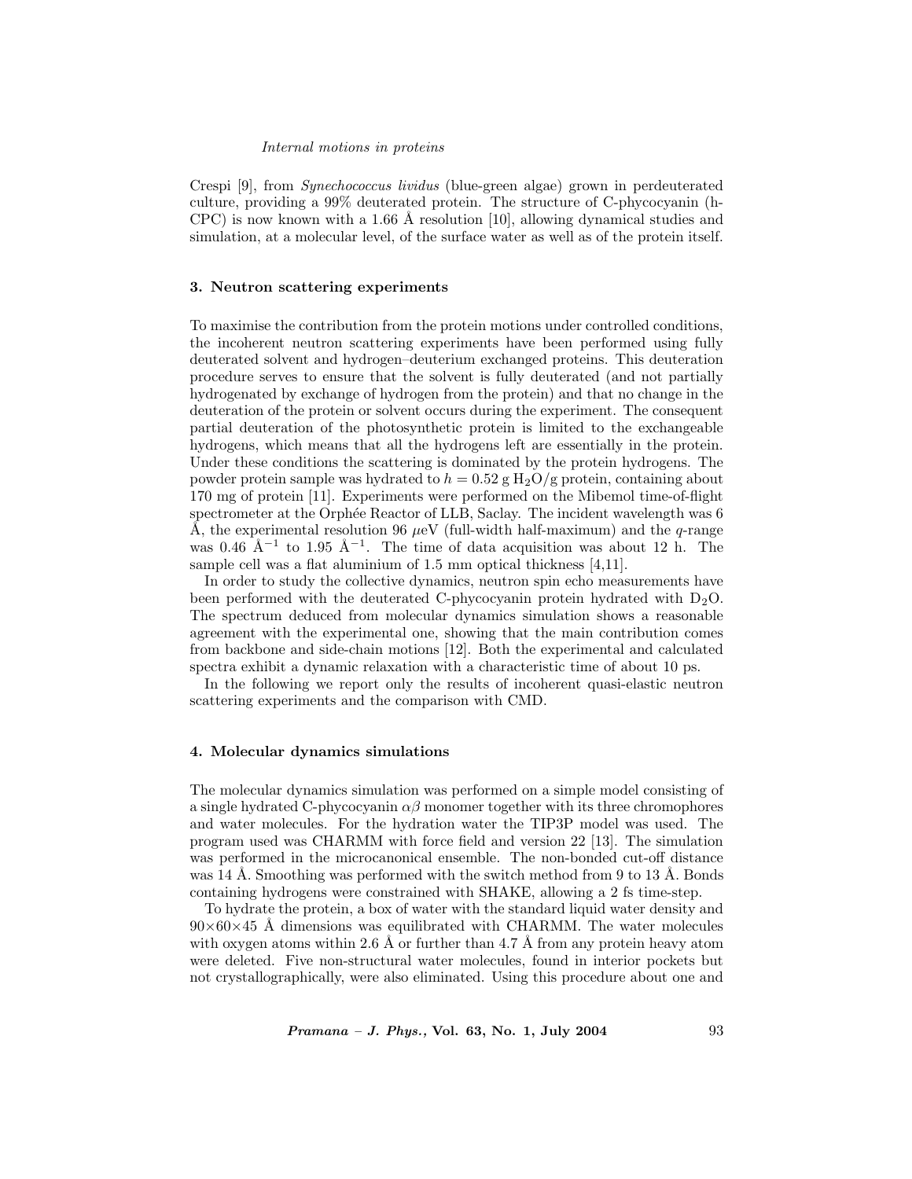Crespi [9], from *Synechococcus lividus* (blue-green algae) grown in perdeuterated culture, providing a 99% deuterated protein. The structure of C-phycocyanin (h-CPC) is now known with a 1.66 Å resolution [10], allowing dynamical studies and simulation, at a molecular level, of the surface water as well as of the protein itself.

## 3. Neutron scattering experiments

To maximise the contribution from the protein motions under controlled conditions, the incoherent neutron scattering experiments have been performed using fully deuterated solvent and hydrogen–deuterium exchanged proteins. This deuteration procedure serves to ensure that the solvent is fully deuterated (and not partially hydrogenated by exchange of hydrogen from the protein) and that no change in the deuteration of the protein or solvent occurs during the experiment. The consequent partial deuteration of the photosynthetic protein is limited to the exchangeable hydrogens, which means that all the hydrogens left are essentially in the protein. Under these conditions the scattering is dominated by the protein hydrogens. The powder protein sample was hydrated to $h = 0.52$ g $H_2O$/g protein, containing about 170 mg of protein [11]. Experiments were performed on the Mibemol time-of-flight spectrometer at the Orphée Reactor of LLB, Saclay. The incident wavelength was 6 Å, the experimental resolution 96 $\mu$eV (full-width half-maximum) and the $q$-range was 0.46 Å$^{-1}$ to 1.95 Å$^{-1}$. The time of data acquisition was about 12 h. The sample cell was a flat aluminium of 1.5 mm optical thickness [4,11].

In order to study the collective dynamics, neutron spin echo measurements have been performed with the deuterated C-phycocyanin protein hydrated with $D_2O$. The spectrum deduced from molecular dynamics simulation shows a reasonable agreement with the experimental one, showing that the main contribution comes from backbone and side-chain motions [12]. Both the experimental and calculated spectra exhibit a dynamic relaxation with a characteristic time of about 10 ps.

In the following we report only the results of incoherent quasi-elastic neutron scattering experiments and the comparison with CMD.

## 4. Molecular dynamics simulations

The molecular dynamics simulation was performed on a simple model consisting of a single hydrated C-phycocyanin $\alpha\beta$ monomer together with its three chromophores and water molecules. For the hydration water the TIP3P model was used. The program used was CHARMM with force field and version 22 [13]. The simulation was performed in the microcanonical ensemble. The non-bonded cut-off distance was 14 Å. Smoothing was performed with the switch method from 9 to 13 Å. Bonds containing hydrogens were constrained with SHAKE, allowing a 2 fs time-step.

To hydrate the protein, a box of water with the standard liquid water density and $90\times60\times45$ Å dimensions was equilibrated with CHARMM. The water molecules with oxygen atoms within 2.6 Å or further than 4.7 Å from any protein heavy atom were deleted. Five non-structural water molecules, found in interior pockets but not crystallographically, were also eliminated. Using this procedure about one and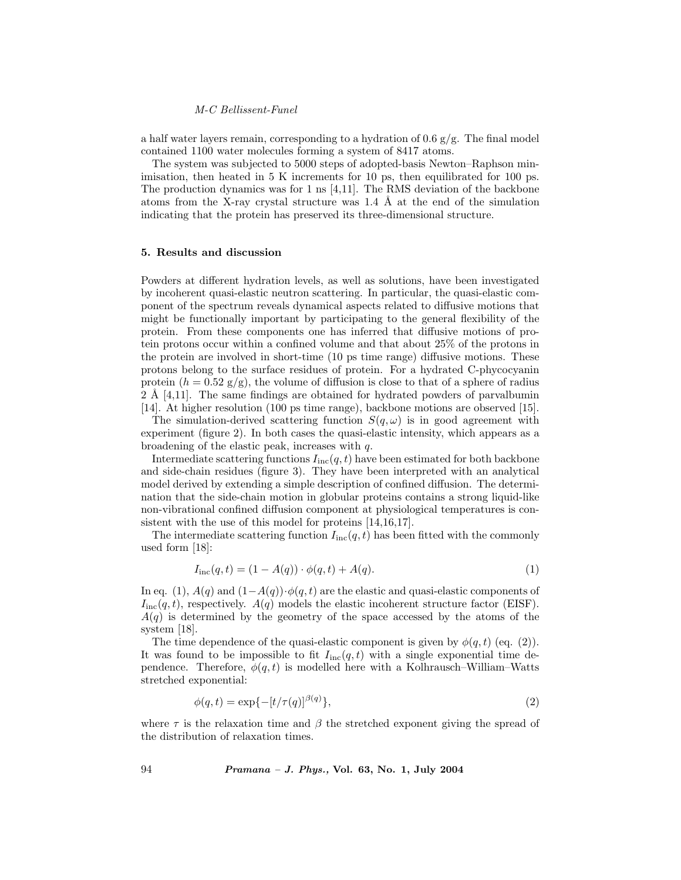a half water layers remain, corresponding to a hydration of 0.6 g/g. The final model contained 1100 water molecules forming a system of 8417 atoms.

The system was subjected to 5000 steps of adopted-basis Newton–Raphson minimisation, then heated in 5 K increments for 10 ps, then equilibrated for 100 ps. The production dynamics was for 1 ns [4,11]. The RMS deviation of the backbone atoms from the X-ray crystal structure was 1.4 Å at the end of the simulation indicating that the protein has preserved its three-dimensional structure.

## 5. Results and discussion

Powders at different hydration levels, as well as solutions, have been investigated by incoherent quasi-elastic neutron scattering. In particular, the quasi-elastic component of the spectrum reveals dynamical aspects related to diffusive motions that might be functionally important by participating to the general flexibility of the protein. From these components one has inferred that diffusive motions of protein protons occur within a confined volume and that about 25% of the protons in the protein are involved in short-time (10 ps time range) diffusive motions. These protons belong to the surface residues of protein. For a hydrated C-phycocyanin protein ($h = 0.52$ g/g), the volume of diffusion is close to that of a sphere of radius 2 Å [4,11]. The same findings are obtained for hydrated powders of parvalbumin [14]. At higher resolution (100 ps time range), backbone motions are observed [15].

The simulation-derived scattering function $S(q, \omega)$ is in good agreement with experiment (figure 2). In both cases the quasi-elastic intensity, which appears as a broadening of the elastic peak, increases with $q$.

Intermediate scattering functions $I_{\mathrm{inc}}(q, t)$ have been estimated for both backbone and side-chain residues (figure 3). They have been interpreted with an analytical model derived by extending a simple description of confined diffusion. The determination that the side-chain motion in globular proteins contains a strong liquid-like non-vibrational confined diffusion component at physiological temperatures is consistent with the use of this model for proteins [14,16,17].

The intermediate scattering function $I_{\mathrm{inc}}(q, t)$ has been fitted with the commonly used form [18]:

$$I_{\mathrm{inc}}(q, t) = (1 - A(q)) \cdot \phi(q, t) + A(q). \tag{1}$$

In eq. (1), $A(q)$ and $(1 - A(q)) \cdot \phi(q, t)$ are the elastic and quasi-elastic components of $I_{\mathrm{inc}}(q, t)$, respectively. $A(q)$ models the elastic incoherent structure factor (EISF). $A(q)$ is determined by the geometry of the space accessed by the atoms of the system [18].

The time dependence of the quasi-elastic component is given by $\phi(q, t)$ (eq. (2)). It was found to be impossible to fit $I_{\mathrm{inc}}(q, t)$ with a single exponential time dependence. Therefore, $\phi(q, t)$ is modelled here with a Kolhrausch–William–Watts stretched exponential:

$$\phi(q, t) = \exp\{-[t/\tau(q)]^{\beta(q)}\}, \tag{2}$$

where $\tau$ is the relaxation time and $\beta$ the stretched exponent giving the spread of the distribution of relaxation times.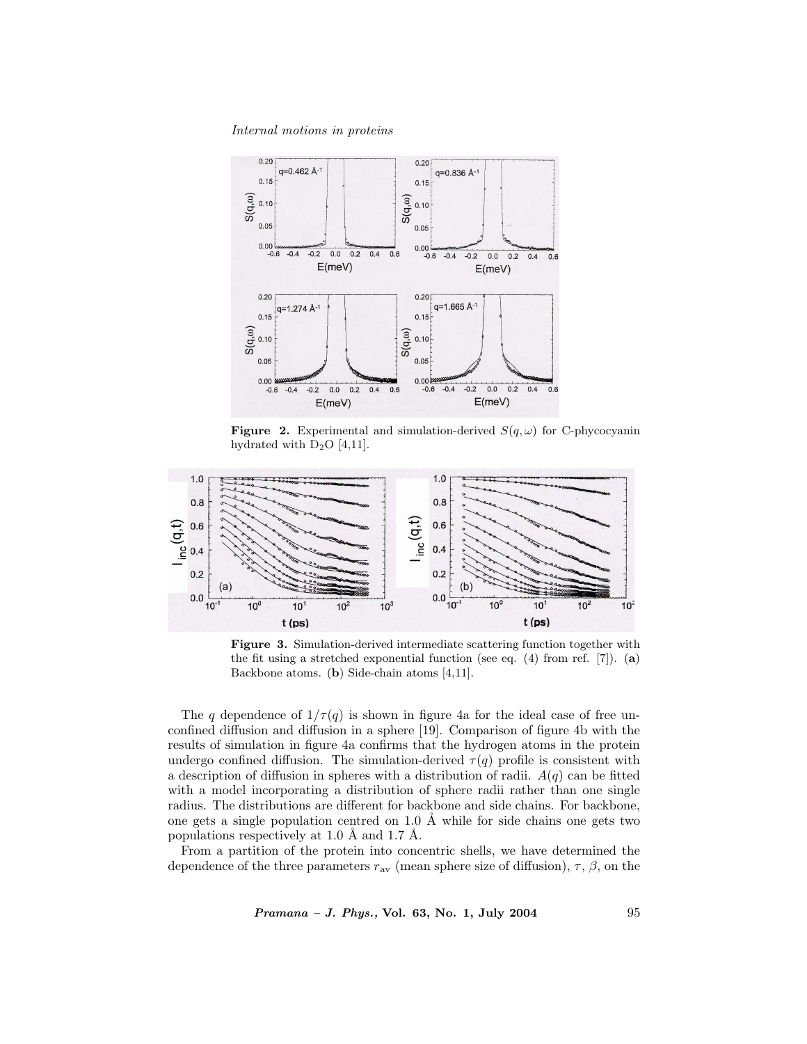**Figure 2.** Experimental and simulation-derived $S(q,\omega)$ for C-phycocyanin hydrated with $D_2O$ [4,11].

**Figure 3.** Simulation-derived intermediate scattering function together with the fit using a stretched exponential function (see eq. (4) from ref. [7]). (**a**) Backbone atoms. (**b**) Side-chain atoms [4,11].

The $q$ dependence of $1/\tau(q)$ is shown in figure 4a for the ideal case of free unconfined diffusion and diffusion in a sphere [19]. Comparison of figure 4b with the results of simulation in figure 4a confirms that the hydrogen atoms in the protein undergo confined diffusion. The simulation-derived $\tau(q)$ profile is consistent with a description of diffusion in spheres with a distribution of radii. $A(q)$ can be fitted with a model incorporating a distribution of sphere radii rather than one single radius. The distributions are different for backbone and side chains. For backbone, one gets a single population centred on 1.0 Å while for side chains one gets two populations respectively at 1.0 Å and 1.7 Å.

From a partition of the protein into concentric shells, we have determined the dependence of the three parameters $r_{\mathrm{av}}$ (mean sphere size of diffusion), $\tau$, $\beta$, on the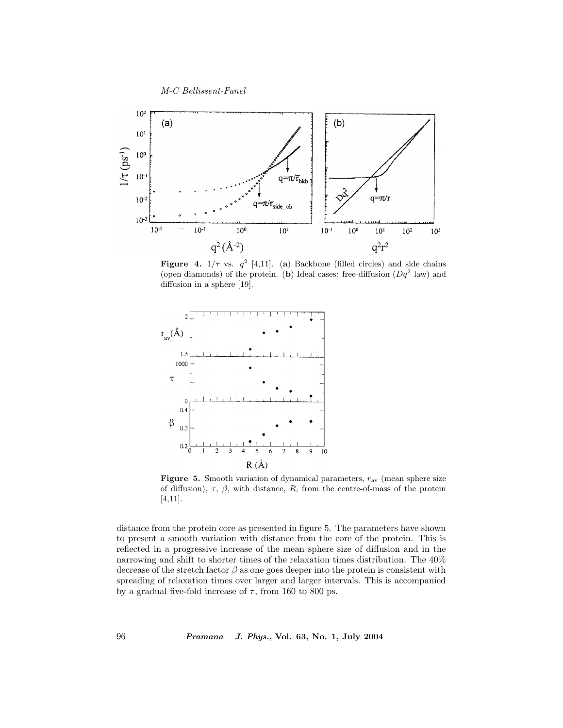**Figure 4.** $1/\tau$ vs. $q^2$ [4,11]. (**a**) Backbone (filled circles) and side chains (open diamonds) of the protein. (**b**) Ideal cases: free-diffusion ($Dq^2$ law) and diffusion in a sphere [19].

**Figure 5.** Smooth variation of dynamical parameters, $r_{\rm av}$ (mean sphere size of diffusion), $\tau$, $\beta$, with distance, $R$, from the centre-of-mass of the protein [4,11].

distance from the protein core as presented in figure 5. The parameters have shown to present a smooth variation with distance from the core of the protein. This is reflected in a progressive increase of the mean sphere size of diffusion and in the narrowing and shift to shorter times of the relaxation times distribution. The 40% decrease of the stretch factor $\beta$ as one goes deeper into the protein is consistent with spreading of relaxation times over larger and larger intervals. This is accompanied by a gradual five-fold increase of $\tau$, from 160 to 800 ps.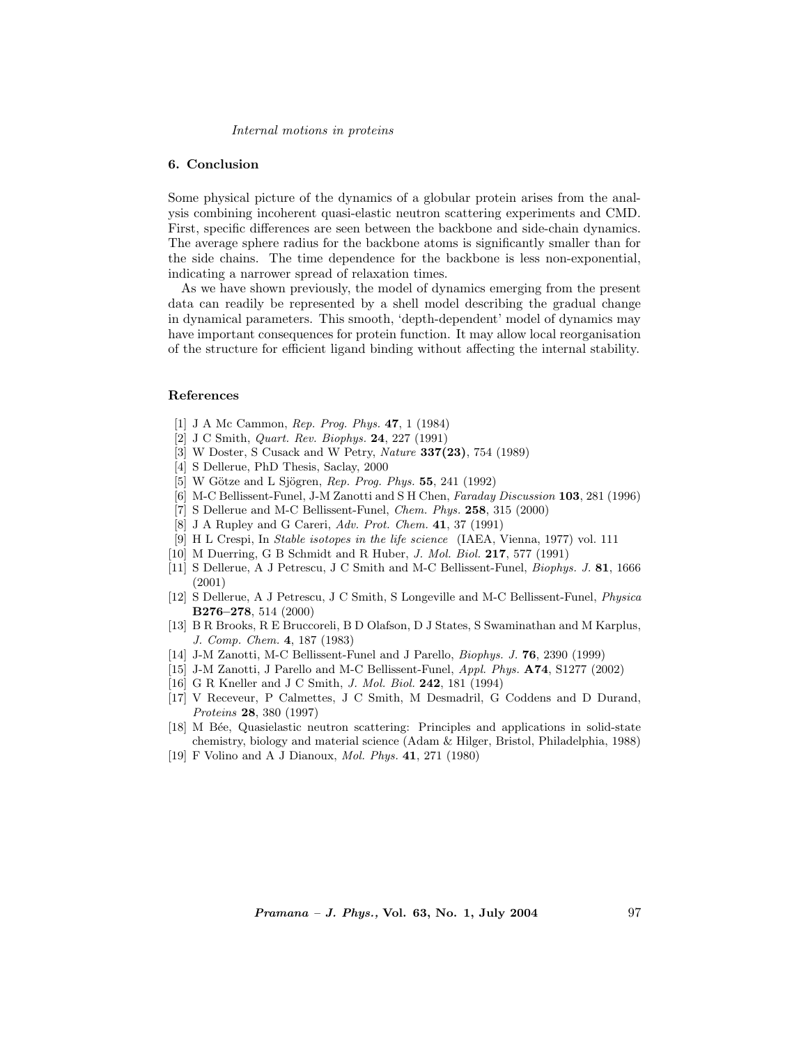## 6. Conclusion

Some physical picture of the dynamics of a globular protein arises from the analysis combining incoherent quasi-elastic neutron scattering experiments and CMD. First, specific differences are seen between the backbone and side-chain dynamics. The average sphere radius for the backbone atoms is significantly smaller than for the side chains. The time dependence for the backbone is less non-exponential, indicating a narrower spread of relaxation times.

As we have shown previously, the model of dynamics emerging from the present data can readily be represented by a shell model describing the gradual change in dynamical parameters. This smooth, 'depth-dependent' model of dynamics may have important consequences for protein function. It may allow local reorganisation of the structure for efficient ligand binding without affecting the internal stability.

## References

[1] J A Mc Cammon, *Rep. Prog. Phys.* **47**, 1 (1984)
[2] J C Smith, *Quart. Rev. Biophys.* **24**, 227 (1991)
[3] W Doster, S Cusack and W Petry, *Nature* **337(23)**, 754 (1989)
[4] S Dellerue, PhD Thesis, Saclay, 2000
[5] W Götze and L Sjögren, *Rep. Prog. Phys.* **55**, 241 (1992)
[6] M-C Bellissent-Funel, J-M Zanotti and S H Chen, *Faraday Discussion* **103**, 281 (1996)
[7] S Dellerue and M-C Bellissent-Funel, *Chem. Phys.* **258**, 315 (2000)
[8] J A Rupley and G Careri, *Adv. Prot. Chem.* **41**, 37 (1991)
[9] H L Crespi, In *Stable isotopes in the life science* (IAEA, Vienna, 1977) vol. 111
[10] M Duerring, G B Schmidt and R Huber, *J. Mol. Biol.* **217**, 577 (1991)
[11] S Dellerue, A J Petrescu, J C Smith and M-C Bellissent-Funel, *Biophys. J.* **81**, 1666 (2001)
[12] S Dellerue, A J Petrescu, J C Smith, S Longeville and M-C Bellissent-Funel, *Physica* **B276–278**, 514 (2000)
[13] B R Brooks, R E Bruccoreli, B D Olafson, D J States, S Swaminathan and M Karplus, *J. Comp. Chem.* **4**, 187 (1983)
[14] J-M Zanotti, M-C Bellissent-Funel and J Parello, *Biophys. J.* **76**, 2390 (1999)
[15] J-M Zanotti, J Parello and M-C Bellissent-Funel, *Appl. Phys.* **A74**, S1277 (2002)
[16] G R Kneller and J C Smith, *J. Mol. Biol.* **242**, 181 (1994)
[17] V Receveur, P Calmettes, J C Smith, M Desmadril, G Coddens and D Durand, *Proteins* **28**, 380 (1997)
[18] M Bée, Quasielastic neutron scattering: Principles and applications in solid-state chemistry, biology and material science (Adam & Hilger, Bristol, Philadelphia, 1988)
[19] F Volino and A J Dianoux, *Mol. Phys.* **41**, 271 (1980)